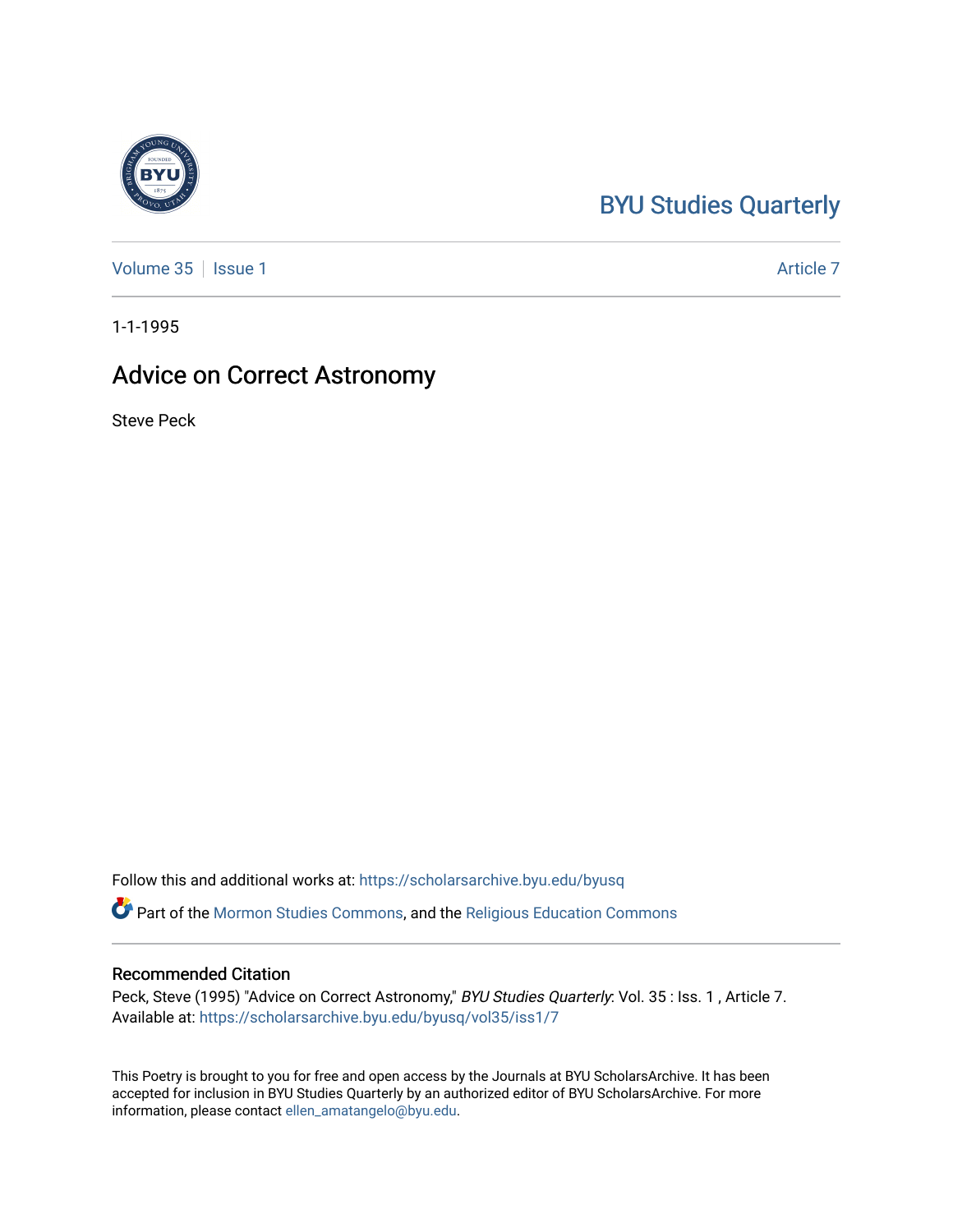BYU Studies Quarterly

Volume 35 | Issue 1 | Article 7

1-1-1995

# Advice on Correct Astronomy

Steve Peck

Follow this and additional works at: https://scholarsarchive.byu.edu/byusq

Part of the Mormon Studies Commons, and the Religious Education Commons

## Recommended Citation

Peck, Steve (1995) "Advice on Correct Astronomy," *BYU Studies Quarterly*: Vol. 35 : Iss. 1 , Article 7.
Available at: https://scholarsarchive.byu.edu/byusq/vol35/iss1/7

This Poetry is brought to you for free and open access by the Journals at BYU ScholarsArchive. It has been accepted for inclusion in BYU Studies Quarterly by an authorized editor of BYU ScholarsArchive. For more information, please contact ellen_amatangelo@byu.edu.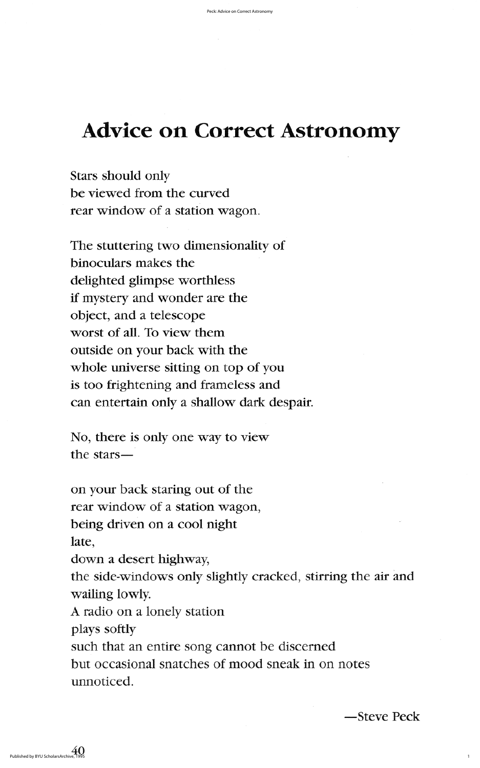# Advice on Correct Astronomy

Stars should only  
be viewed from the curved  
rear window of a station wagon.

The stuttering two dimensionality of  
binoculars makes the  
delighted glimpse worthless  
if mystery and wonder are the  
object, and a telescope  
worst of all. To view them  
outside on your back with the  
whole universe sitting on top of you  
is too frightening and frameless and  
can entertain only a shallow dark despair.

No, there is only one way to view  
the stars—

on your back staring out of the  
rear window of a station wagon,  
being driven on a cool night  
late,  
down a desert highway,  
the side-windows only slightly cracked, stirring the air and  
wailing lowly.  
A radio on a lonely station  
plays softly  
such that an entire song cannot be discerned  
but occasional snatches of mood sneak in on notes  
unnoticed.

—Steve Peck